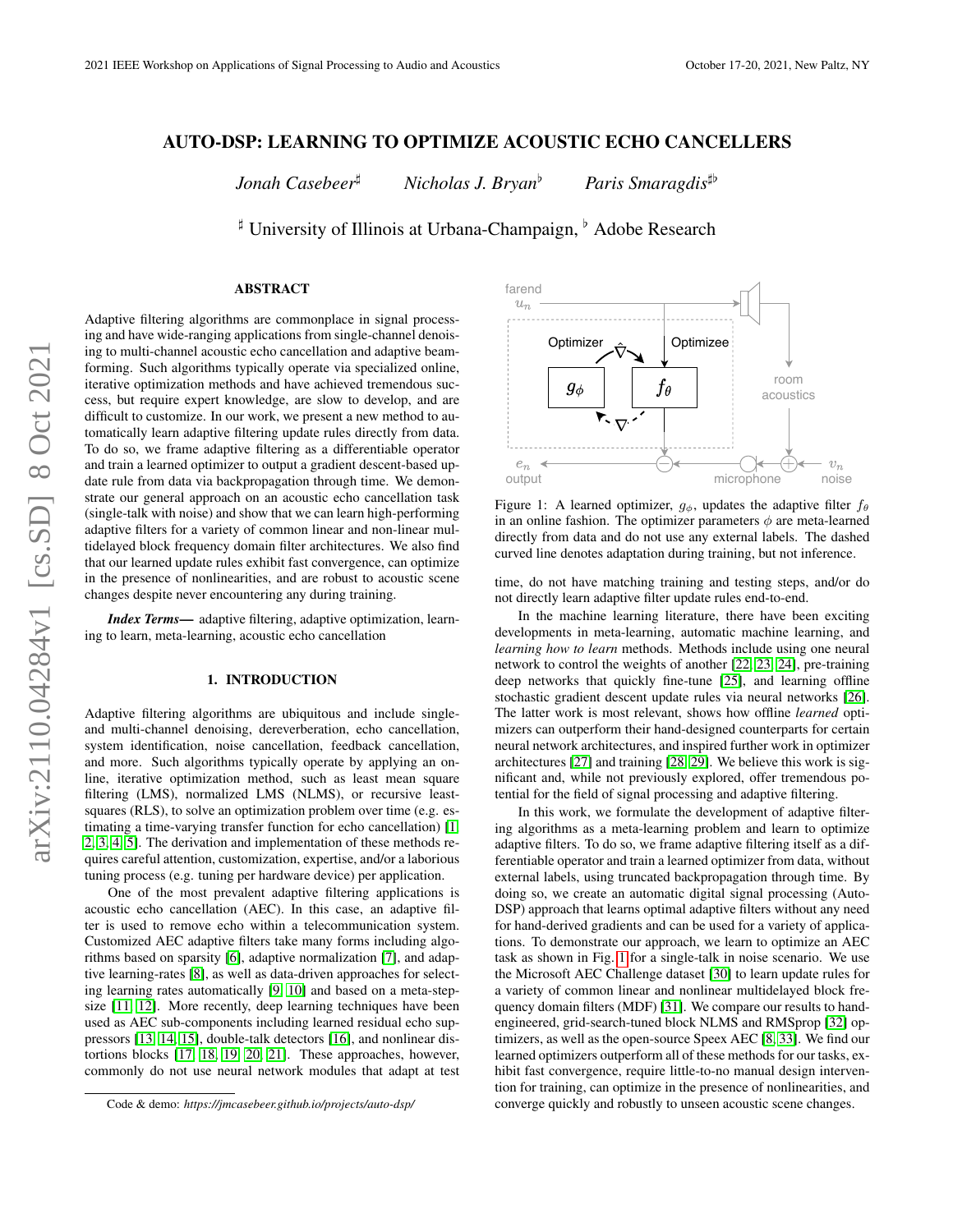# AUTO-DSP: LEARNING TO OPTIMIZE ACOUSTIC ECHO CANCELLERS

*Jonah Casebeer*[♯] *Nicholas J. Bryan*[♭] *Paris Smaragdis*[♯♭]

[♯] University of Illinois at Urbana-Champaign, [♭] Adobe Research

## ABSTRACT

Adaptive filtering algorithms are commonplace in signal processing and have wide-ranging applications from single-channel denoising to multi-channel acoustic echo cancellation and adaptive beamforming. Such algorithms typically operate via specialized online, iterative optimization methods and have achieved tremendous success, but require expert knowledge, are slow to develop, and are difficult to customize. In our work, we present a new method to automatically learn adaptive filtering update rules directly from data. To do so, we frame adaptive filtering as a differentiable operator and train a learned optimizer to output a gradient descent-based update rule from data via backpropagation through time. We demonstrate our general approach on an acoustic echo cancellation task (single-talk with noise) and show that we can learn high-performing adaptive filters for a variety of common linear and non-linear multidelayed block frequency domain filter architectures. We also find that our learned update rules exhibit fast convergence, can optimize in the presence of nonlinearities, and are robust to acoustic scene changes despite never encountering any during training.

***Index Terms***— adaptive filtering, adaptive optimization, learning to learn, meta-learning, acoustic echo cancellation

## 1. INTRODUCTION

Adaptive filtering algorithms are ubiquitous and include single- and multi-channel denoising, dereverberation, echo cancellation, system identification, noise cancellation, feedback cancellation, and more. Such algorithms typically operate by applying an online, iterative optimization method, such as least mean square filtering (LMS), normalized LMS (NLMS), or recursive least-squares (RLS), to solve an optimization problem over time (e.g. estimating a time-varying transfer function for echo cancellation) [1, 2, 3, 4, 5]. The derivation and implementation of these methods requires careful attention, customization, expertise, and/or a laborious tuning process (e.g. tuning per hardware device) per application.

One of the most prevalent adaptive filtering applications is acoustic echo cancellation (AEC). In this case, an adaptive filter is used to remove echo within a telecommunication system. Customized AEC adaptive filters take many forms including algorithms based on sparsity [6], adaptive normalization [7], and adaptive learning-rates [8], as well as data-driven approaches for selecting learning rates automatically [9, 10] and based on a meta-step-size [11, 12]. More recently, deep learning techniques have been used as AEC sub-components including learned residual echo suppressors [13, 14, 15], double-talk detectors [16], and nonlinear distortions blocks [17, 18, 19, 20, 21]. These approaches, however, commonly do not use neural network modules that adapt at test time, do not have matching training and testing steps, and/or do not directly learn adaptive filter update rules end-to-end.

Figure 1: A learned optimizer, $g_\phi$, updates the adaptive filter $f_\theta$ in an online fashion. The optimizer parameters $\phi$ are meta-learned directly from data and do not use any external labels. The dashed curved line denotes adaptation during training, but not inference.

In the machine learning literature, there have been exciting developments in meta-learning, automatic machine learning, and *learning how to learn* methods. Methods include using one neural network to control the weights of another [22, 23, 24], pre-training deep networks that quickly fine-tune [25], and learning offline stochastic gradient descent update rules via neural networks [26]. The latter work is most relevant, shows how offline *learned* optimizers can outperform their hand-designed counterparts for certain neural network architectures, and inspired further work in optimizer architectures [27] and training [28, 29]. We believe this work is significant and, while not previously explored, offer tremendous potential for the field of signal processing and adaptive filtering.

In this work, we formulate the development of adaptive filtering algorithms as a meta-learning problem and learn to optimize adaptive filters. To do so, we frame adaptive filtering itself as a differentiable operator and train a learned optimizer from data, without external labels, using truncated backpropagation through time. By doing so, we create an automatic digital signal processing (Auto-DSP) approach that learns optimal adaptive filters without any need for hand-derived gradients and can be used for a variety of applications. To demonstrate our approach, we learn to optimize an AEC task as shown in Fig. 1 for a single-talk in noise scenario. We use the Microsoft AEC Challenge dataset [30] to learn update rules for a variety of common linear and nonlinear multidelayed block frequency domain filters (MDF) [31]. We compare our results to hand-engineered, grid-search-tuned block NLMS and RMSprop [32] optimizers, as well as the open-source Speex AEC [8, 33]. We find our learned optimizers outperform all of these methods for our tasks, exhibit fast convergence, require little-to-no manual design intervention for training, can optimize in the presence of nonlinearities, and converge quickly and robustly to unseen acoustic scene changes.

Code & demo: *https://jmcasebeer.github.io/projects/auto-dsp/*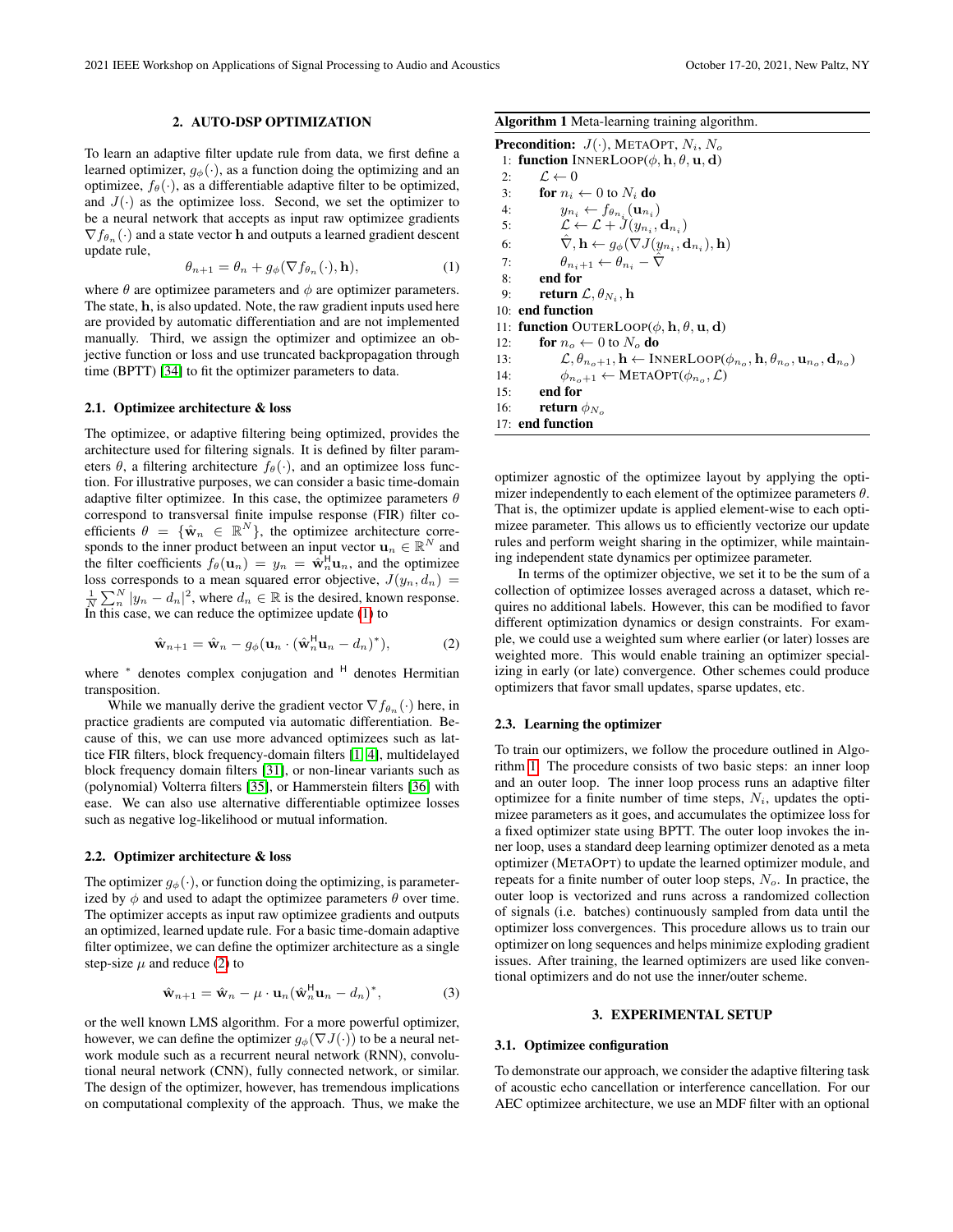## 2. AUTO-DSP OPTIMIZATION

To learn an adaptive filter update rule from data, we first define a learned optimizer, $g_\phi(\cdot)$, as a function doing the optimizing and an optimizee, $f_\theta(\cdot)$, as a differentiable adaptive filter to be optimized, and $J(\cdot)$ as the optimizee loss. Second, we set the optimizer to be a neural network that accepts as input raw optimizee gradients $\nabla f_{\theta_n}(\cdot)$ and a state vector $\mathbf{h}$ and outputs a learned gradient descent update rule,

$$\theta_{n+1} = \theta_n + g_\phi(\nabla f_{\theta_n}(\cdot), \mathbf{h}), \tag{1}$$

where $\theta$ are optimizee parameters and $\phi$ are optimizer parameters. The state, $\mathbf{h}$, is also updated. Note, the raw gradient inputs used here are provided by automatic differentiation and are not implemented manually. Third, we assign the optimizer and optimizee an objective function or loss and use truncated backpropagation through time (BPTT) [34] to fit the optimizer parameters to data.

### 2.1. Optimizee architecture & loss

The optimizee, or adaptive filtering being optimized, provides the architecture used for filtering signals. It is defined by filter parameters $\theta$, a filtering architecture $f_\theta(\cdot)$, and an optimizee loss function. For illustrative purposes, we can consider a basic time-domain adaptive filter optimizee. In this case, the optimizee parameters $\theta$ correspond to transversal finite impulse response (FIR) filter coefficients $\theta = \{\hat{\mathbf{w}}_n \in \mathbb{R}^N\}$, the optimizee architecture corresponds to the inner product between an input vector $\mathbf{u}_n \in \mathbb{R}^N$ and the filter coefficients $f_\theta(\mathbf{u}_n) = y_n = \hat{\mathbf{w}}_n^{\mathsf{H}}\mathbf{u}_n$, and the optimizee loss corresponds to a mean squared error objective, $J(y_n, d_n) = \frac{1}{N}\sum_n^N |y_n - d_n|^2$, where $d_n \in \mathbb{R}$ is the desired, known response. In this case, we can reduce the optimizee update (1) to

$$\hat{\mathbf{w}}_{n+1} = \hat{\mathbf{w}}_n - g_\phi(\mathbf{u}_n \cdot (\hat{\mathbf{w}}_n^{\mathsf{H}}\mathbf{u}_n - d_n)^*), \tag{2}$$

where $^*$ denotes complex conjugation and $^{\mathsf{H}}$ denotes Hermitian transposition.

While we manually derive the gradient vector $\nabla f_{\theta_n}(\cdot)$ here, in practice gradients are computed via automatic differentiation. Because of this, we can use more advanced optimizees such as lattice FIR filters, block frequency-domain filters [1, 4], multidelayed block frequency domain filters [31], or non-linear variants such as (polynomial) Volterra filters [35], or Hammerstein filters [36] with ease. We can also use alternative differentiable optimizee losses such as negative log-likelihood or mutual information.

### 2.2. Optimizer architecture & loss

The optimizer $g_\phi(\cdot)$, or function doing the optimizing, is parameterized by $\phi$ and used to adapt the optimizee parameters $\theta$ over time. The optimizer accepts as input raw optimizee gradients and outputs an optimized, learned update rule. For a basic time-domain adaptive filter optimizee, we can define the optimizer architecture as a single step-size $\mu$ and reduce (2) to

$$\hat{\mathbf{w}}_{n+1} = \hat{\mathbf{w}}_n - \mu \cdot \mathbf{u}_n(\hat{\mathbf{w}}_n^{\mathsf{H}}\mathbf{u}_n - d_n)^*, \tag{3}$$

or the well known LMS algorithm. For a more powerful optimizer, however, we can define the optimizer $g_\phi(\nabla J(\cdot))$ to be a neural network module such as a recurrent neural network (RNN), convolutional neural network (CNN), fully connected network, or similar. The design of the optimizer, however, has tremendous implications on computational complexity of the approach. Thus, we make the optimizer agnostic of the optimizee layout by applying the optimizer independently to each element of the optimizee parameters $\theta$. That is, the optimizer update is applied element-wise to each optimizee parameter. This allows us to efficiently vectorize our update rules and perform weight sharing in the optimizer, while maintaining independent state dynamics per optimizee parameter.

In terms of the optimizer objective, we set it to be the sum of a collection of optimizee losses averaged across a dataset, which requires no additional labels. However, this can be modified to favor different optimization dynamics or design constraints. For example, we could use a weighted sum where earlier (or later) losses are weighted more. This would enable training an optimizer specializing in early (or late) convergence. Other schemes could produce optimizers that favor small updates, sparse updates, etc.

**Algorithm 1** Meta-learning training algorithm.

```
Precondition: J(·), MetaOpt, N_i, N_o
 1: function InnerLoop(φ, h, θ, u, d)
 2:     L ← 0
 3:     for n_i ← 0 to N_i do
 4:         y_{n_i} ← f_{θ_{n_i}}(u_{n_i})
 5:         L ← L + J(y_{n_i}, d_{n_i})
 6:         ∇̂, h ← g_φ(∇J(y_{n_i}, d_{n_i}), h)
 7:         θ_{n_i+1} ← θ_{n_i} − ∇̂
 8:     end for
 9:     return L, θ_{N_i}, h
10: end function
11: function OuterLoop(φ, h, θ, u, d)
12:     for n_o ← 0 to N_o do
13:         L, θ_{n_o+1}, h ← InnerLoop(φ_{n_o}, h, θ_{n_o}, u_{n_o}, d_{n_o})
14:         φ_{n_o+1} ← MetaOpt(φ_{n_o}, L)
15:     end for
16:     return φ_{N_o}
17: end function
```

### 2.3. Learning the optimizer

To train our optimizers, we follow the procedure outlined in Algorithm 1. The procedure consists of two basic steps: an inner loop and an outer loop. The inner loop process runs an adaptive filter optimizee for a finite number of time steps, $N_i$, updates the optimizee parameters as it goes, and accumulates the optimizee loss for a fixed optimizer state using BPTT. The outer loop invokes the inner loop, uses a standard deep learning optimizer denoted as a meta optimizer (MetaOpt) to update the learned optimizer module, and repeats for a finite number of outer loop steps, $N_o$. In practice, the outer loop is vectorized and runs across a randomized collection of signals (i.e. batches) continuously sampled from data until the optimizer loss convergences. This procedure allows us to train our optimizer on long sequences and helps minimize exploding gradient issues. After training, the learned optimizers are used like conventional optimizers and do not use the inner/outer scheme.

## 3. EXPERIMENTAL SETUP

### 3.1. Optimizee configuration

To demonstrate our approach, we consider the adaptive filtering task of acoustic echo cancellation or interference cancellation. For our AEC optimizee architecture, we use an MDF filter with an optional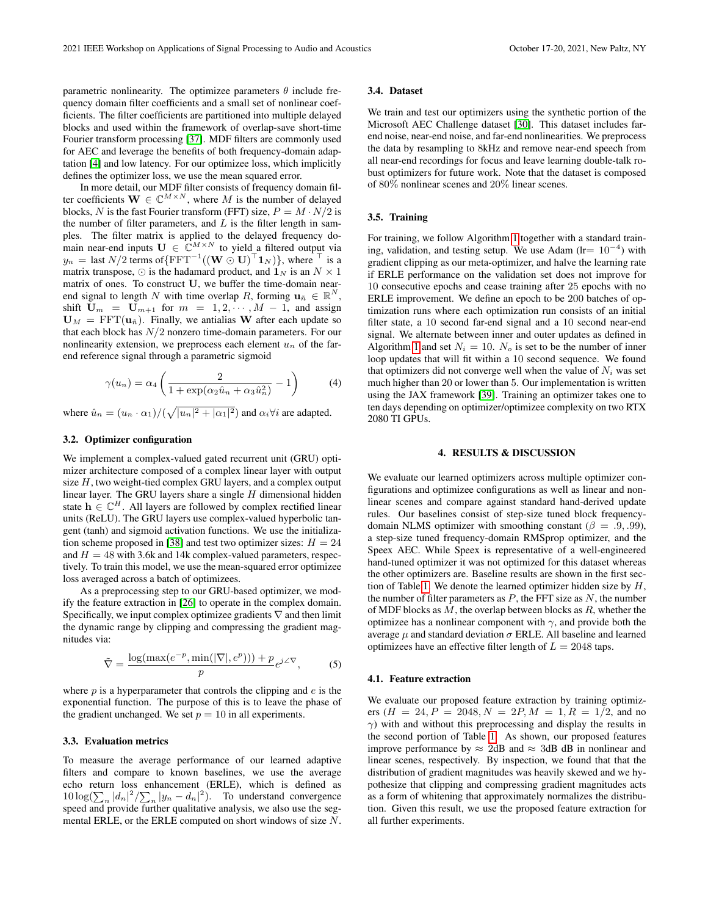parametric nonlinearity. The optimizee parameters $\theta$ include frequency domain filter coefficients and a small set of nonlinear coefficients. The filter coefficients are partitioned into multiple delayed blocks and used within the framework of overlap-save short-time Fourier transform processing [37]. MDF filters are commonly used for AEC and leverage the benefits of both frequency-domain adaptation [4] and low latency. For our optimizee loss, which implicitly defines the optimizer loss, we use the mean squared error.

In more detail, our MDF filter consists of frequency domain filter coefficients $\mathbf{W} \in \mathbb{C}^{M \times N}$, where $M$ is the number of delayed blocks, $N$ is the fast Fourier transform (FFT) size, $P = M \cdot N/2$ is the number of filter parameters, and $L$ is the filter length in samples. The filter matrix is applied to the delayed frequency domain near-end inputs $\mathbf{U} \in \mathbb{C}^{M \times N}$ to yield a filtered output via $y_n$ = last $N/2$ terms of$\{\text{FFT}^{-1}((\mathbf{W} \odot \mathbf{U})^\top \mathbf{1}_N)\}$, where $^\top$ is a matrix transpose, $\odot$ is the hadamard product, and $\mathbf{1}_N$ is an $N \times 1$ matrix of ones. To construct $\mathbf{U}$, we buffer the time-domain near-end signal to length $N$ with time overlap $R$, forming $\mathbf{u}_{\tilde{n}} \in \mathbb{R}^N$, shift $\mathbf{U}_m = \mathbf{U}_{m+1}$ for $m = 1, 2, \cdots, M-1$, and assign $\mathbf{U}_M = \text{FFT}(\mathbf{u}_{\tilde{n}})$. Finally, we antialias $\mathbf{W}$ after each update so that each block has $N/2$ nonzero time-domain parameters. For our nonlinearity extension, we preprocess each element $u_n$ of the far-end reference signal through a parametric sigmoid

$$\gamma(u_n) = \alpha_4 \left( \frac{2}{1 + \exp(\alpha_2 \hat{u}_n + \alpha_3 \hat{u}_n^2)} - 1 \right) \tag{4}$$

where $\hat{u}_n = (u_n \cdot \alpha_1)/(\sqrt{|u_n|^2 + |\alpha_1|^2})$ and $\alpha_i \forall i$ are adapted.

### 3.2. Optimizer configuration

We implement a complex-valued gated recurrent unit (GRU) optimizer architecture composed of a complex linear layer with output size $H$, two weight-tied complex GRU layers, and a complex output linear layer. The GRU layers share a single $H$ dimensional hidden state $\mathbf{h} \in \mathbb{C}^H$. All layers are followed by complex rectified linear units (ReLU). The GRU layers use complex-valued hyperbolic tangent (tanh) and sigmoid activation functions. We use the initialization scheme proposed in [38] and test two optimizer sizes: $H = 24$ and $H = 48$ with 3.6k and 14k complex-valued parameters, respectively. To train this model, we use the mean-squared error optimizee loss averaged across a batch of optimizees.

As a preprocessing step to our GRU-based optimizer, we modify the feature extraction in [26] to operate in the complex domain. Specifically, we input complex optimizee gradients $\nabla$ and then limit the dynamic range by clipping and compressing the gradient magnitudes via:

$$\tilde{\nabla} = \frac{\log(\max(e^{-p}, \min(|\nabla|, e^p))) + p}{p} e^{j\angle\nabla}, \tag{5}$$

where $p$ is a hyperparameter that controls the clipping and $e$ is the exponential function. The purpose of this is to leave the phase of the gradient unchanged. We set $p = 10$ in all experiments.

### 3.3. Evaluation metrics

To measure the average performance of our learned adaptive filters and compare to known baselines, we use the average echo return loss enhancement (ERLE), which is defined as $10\log(\sum_n |d_n|^2 / \sum_n |y_n - d_n|^2)$. To understand convergence speed and provide further qualitative analysis, we also use the segmental ERLE, or the ERLE computed on short windows of size $N$.

### 3.4. Dataset

We train and test our optimizers using the synthetic portion of the Microsoft AEC Challenge dataset [30]. This dataset includes far-end noise, near-end noise, and far-end nonlinearities. We preprocess the data by resampling to 8kHz and remove near-end speech from all near-end recordings for focus and leave learning double-talk robust optimizers for future work. Note that the dataset is composed of 80% nonlinear scenes and 20% linear scenes.

### 3.5. Training

For training, we follow Algorithm 1 together with a standard training, validation, and testing setup. We use Adam (lr= $10^{-4}$) with gradient clipping as our meta-optimizer, and halve the learning rate if ERLE performance on the validation set does not improve for 10 consecutive epochs and cease training after 25 epochs with no ERLE improvement. We define an epoch to be 200 batches of optimization runs where each optimization run consists of an initial filter state, a 10 second far-end signal and a 10 second near-end signal. We alternate between inner and outer updates as defined in Algorithm 1 and set $N_i = 10$. $N_o$ is set to be the number of inner loop updates that will fit within a 10 second sequence. We found that optimizers did not converge well when the value of $N_i$ was set much higher than 20 or lower than 5. Our implementation is written using the JAX framework [39]. Training an optimizer takes one to ten days depending on optimizer/optimizee complexity on two RTX 2080 TI GPUs.

## 4. RESULTS & DISCUSSION

We evaluate our learned optimizers across multiple optimizer configurations and optimizee configurations as well as linear and nonlinear scenes and compare against standard hand-derived update rules. Our baselines consist of step-size tuned block frequency-domain NLMS optimizer with smoothing constant ($\beta = .9, .99$), a step-size tuned frequency-domain RMSprop optimizer, and the Speex AEC. While Speex is representative of a well-engineered hand-tuned optimizer it was not optimized for this dataset whereas the other optimizers are. Baseline results are shown in the first section of Table 1. We denote the learned optimizer hidden size by $H$, the number of filter parameters as $P$, the FFT size as $N$, the number of MDF blocks as $M$, the overlap between blocks as $R$, whether the optimizee has a nonlinear component with $\gamma$, and provide both the average $\mu$ and standard deviation $\sigma$ ERLE. All baseline and learned optimizees have an effective filter length of $L = 2048$ taps.

### 4.1. Feature extraction

We evaluate our proposed feature extraction by training optimizers ($H = 24, P = 2048, N = 2P, M = 1, R = 1/2$, and no $\gamma$) with and without this preprocessing and display the results in the second portion of Table 1. As shown, our proposed features improve performance by $\approx$ 2dB and $\approx$ 3dB dB in nonlinear and linear scenes, respectively. By inspection, we found that that the distribution of gradient magnitudes was heavily skewed and we hypothesize that clipping and compressing gradient magnitudes acts as a form of whitening that approximately normalizes the distribution. Given this result, we use the proposed feature extraction for all further experiments.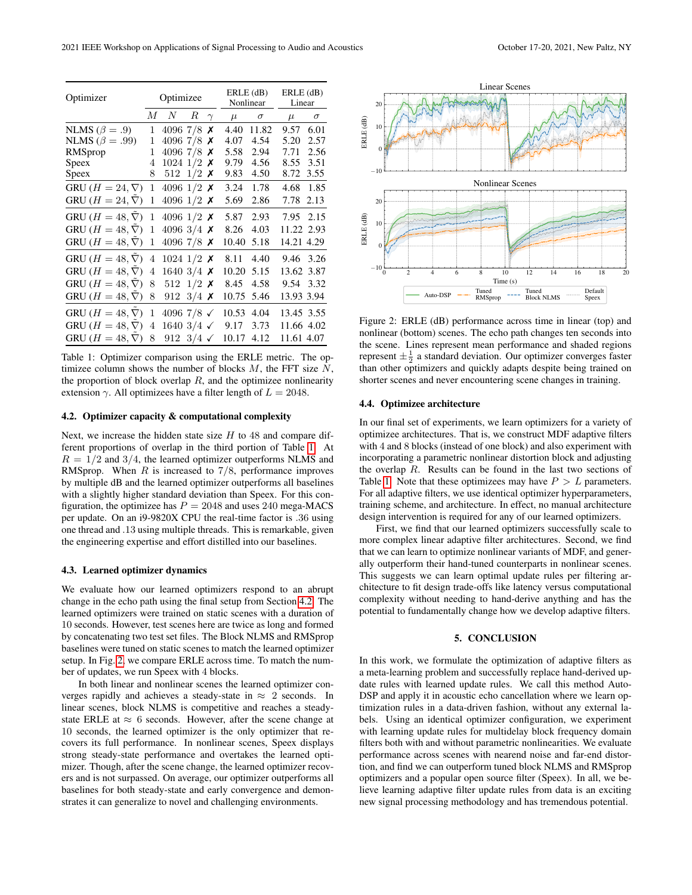| Optimizer | Optimizee | | | | ERLE (dB) Nonlinear | | ERLE (dB) Linear | |
|---|---|---|---|---|---|---|---|---|
| | $M$ | $N$ | $R$ | $\gamma$ | $\mu$ | $\sigma$ | $\mu$ | $\sigma$ |
| NLMS ($\beta = .9$) | 1 | 4096 | 7/8 | ✗ | 4.40 | 11.82 | 9.57 | 6.01 |
| NLMS ($\beta = .99$) | 1 | 4096 | 7/8 | ✗ | 4.07 | 4.54 | 5.20 | 2.57 |
| RMSprop | 1 | 4096 | 7/8 | ✗ | 5.58 | 2.94 | 7.71 | 2.56 |
| Speex | 4 | 1024 | 1/2 | ✗ | 9.79 | 4.56 | 8.55 | 3.51 |
| Speex | 8 | 512 | 1/2 | ✗ | 9.83 | 4.50 | 8.72 | 3.55 |
| GRU ($H = 24, \nabla$) | 1 | 4096 | 1/2 | ✗ | 3.24 | 1.78 | 4.68 | 1.85 |
| GRU ($H = 24, \tilde{\nabla}$) | 1 | 4096 | 1/2 | ✗ | 5.69 | 2.86 | 7.78 | 2.13 |
| GRU ($H = 48, \tilde{\nabla}$) | 1 | 4096 | 1/2 | ✗ | 5.87 | 2.93 | 7.95 | 2.15 |
| GRU ($H = 48, \tilde{\nabla}$) | 1 | 4096 | 3/4 | ✗ | 8.26 | 4.03 | 11.22 | 2.93 |
| GRU ($H = 48, \tilde{\nabla}$) | 1 | 4096 | 7/8 | ✗ | 10.40 | 5.18 | 14.21 | 4.29 |
| GRU ($H = 48, \tilde{\nabla}$) | 4 | 1024 | 1/2 | ✗ | 8.11 | 4.40 | 9.46 | 3.26 |
| GRU ($H = 48, \tilde{\nabla}$) | 4 | 1640 | 3/4 | ✗ | 10.20 | 5.15 | 13.62 | 3.87 |
| GRU ($H = 48, \tilde{\nabla}$) | 8 | 512 | 1/2 | ✗ | 8.45 | 4.58 | 9.54 | 3.32 |
| GRU ($H = 48, \tilde{\nabla}$) | 8 | 912 | 3/4 | ✗ | 10.75 | 5.46 | 13.93 | 3.94 |
| GRU ($H = 48, \tilde{\nabla}$) | 1 | 4096 | 7/8 | ✓ | 10.53 | 4.04 | 13.45 | 3.55 |
| GRU ($H = 48, \tilde{\nabla}$) | 4 | 1640 | 3/4 | ✓ | 9.17 | 3.73 | 11.66 | 4.02 |
| GRU ($H = 48, \tilde{\nabla}$) | 8 | 912 | 3/4 | ✓ | 10.17 | 4.12 | 11.61 | 4.07 |

Table 1: Optimizer comparison using the ERLE metric. The optimizee column shows the number of blocks $M$, the FFT size $N$, the proportion of block overlap $R$, and the optimizee nonlinearity extension $\gamma$. All optimizees have a filter length of $L = 2048$.

### 4.2. Optimizer capacity & computational complexity

Next, we increase the hidden state size $H$ to 48 and compare different proportions of overlap in the third portion of Table 1. At $R = 1/2$ and $3/4$, the learned optimizer outperforms NLMS and RMSprop. When $R$ is increased to $7/8$, performance improves by multiple dB and the learned optimizer outperforms all baselines with a slightly higher standard deviation than Speex. For this configuration, the optimizee has $P = 2048$ and uses 240 mega-MACS per update. On an i9-9820X CPU the real-time factor is .36 using one thread and .13 using multiple threads. This is remarkable, given the engineering expertise and effort distilled into our baselines.

### 4.3. Learned optimizer dynamics

We evaluate how our learned optimizers respond to an abrupt change in the echo path using the final setup from Section 4.2. The learned optimizers were trained on static scenes with a duration of 10 seconds. However, test scenes here are twice as long and formed by concatenating two test set files. The Block NLMS and RMSprop baselines were tuned on static scenes to match the learned optimizer setup. In Fig. 2, we compare ERLE across time. To match the number of updates, we run Speex with 4 blocks.

In both linear and nonlinear scenes the learned optimizer converges rapidly and achieves a steady-state in $\approx$ 2 seconds. In linear scenes, block NLMS is competitive and reaches a steady-state ERLE at $\approx$ 6 seconds. However, after the scene change at 10 seconds, the learned optimizer is the only optimizer that recovers its full performance. In nonlinear scenes, Speex displays strong steady-state performance and overtakes the learned optimizer. Though, after the scene change, the learned optimizer recovers and is not surpassed. On average, our optimizer outperforms all baselines for both steady-state and early convergence and demonstrates it can generalize to novel and challenging environments.

Figure 2: ERLE (dB) performance across time in linear (top) and nonlinear (bottom) scenes. The echo path changes ten seconds into the scene. Lines represent mean performance and shaded regions represent $\pm\frac{1}{2}$ a standard deviation. Our optimizer converges faster than other optimizers and quickly adapts despite being trained on shorter scenes and never encountering scene changes in training.

### 4.4. Optimizee architecture

In our final set of experiments, we learn optimizers for a variety of optimizee architectures. That is, we construct MDF adaptive filters with 4 and 8 blocks (instead of one block) and also experiment with incorporating a parametric nonlinear distortion block and adjusting the overlap $R$. Results can be found in the last two sections of Table 1. Note that these optimizees may have $P > L$ parameters. For all adaptive filters, we use identical optimizer hyperparameters, training scheme, and architecture. In effect, no manual architecture design intervention is required for any of our learned optimizers.

First, we find that our learned optimizers successfully scale to more complex linear adaptive filter architectures. Second, we find that we can learn to optimize nonlinear variants of MDF, and generally outperform their hand-tuned counterparts in nonlinear scenes. This suggests we can learn optimal update rules per filtering architecture to fit design trade-offs like latency versus computational complexity without needing to hand-derive anything and has the potential to fundamentally change how we develop adaptive filters.

## 5. CONCLUSION

In this work, we formulate the optimization of adaptive filters as a meta-learning problem and successfully replace hand-derived update rules with learned update rules. We call this method Auto-DSP and apply it in acoustic echo cancellation where we learn optimization rules in a data-driven fashion, without any external labels. Using an identical optimizer configuration, we experiment with learning update rules for multidelay block frequency domain filters both with and without parametric nonlinearities. We evaluate performance across scenes with nearend noise and far-end distortion, and find we can outperform tuned block NLMS and RMSprop optimizers and a popular open source filter (Speex). In all, we believe learning adaptive filter update rules from data is an exciting new signal processing methodology and has tremendous potential.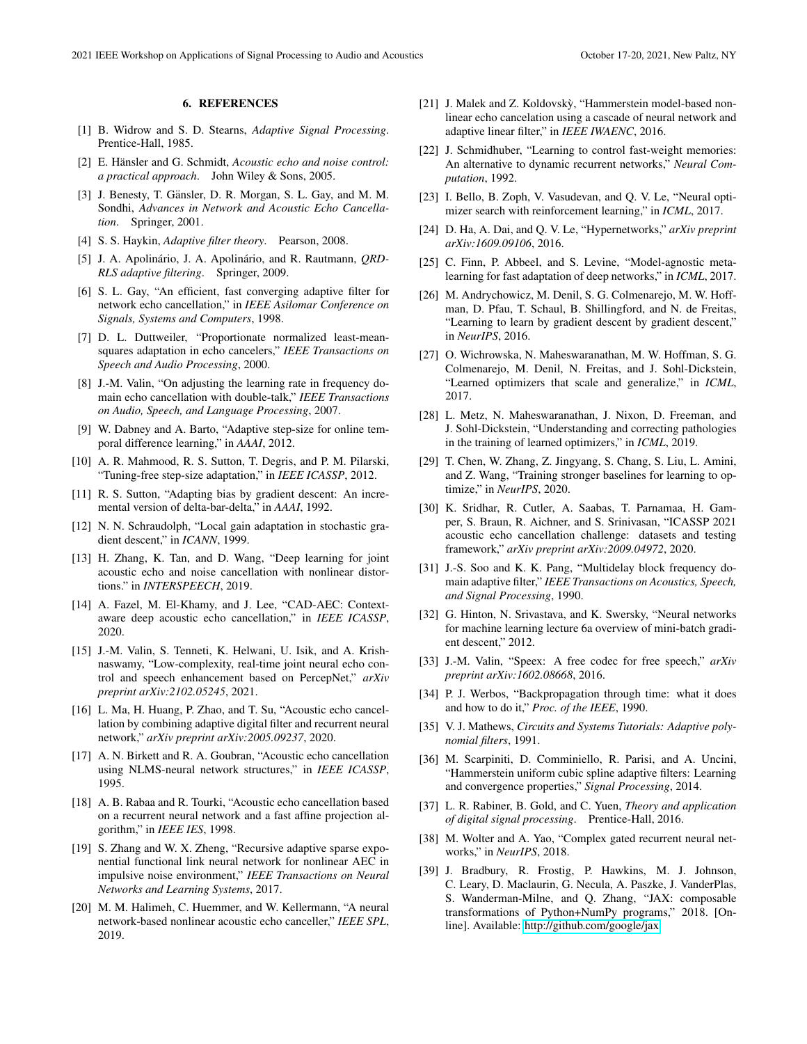## 6. REFERENCES

[1] B. Widrow and S. D. Stearns, *Adaptive Signal Processing*. Prentice-Hall, 1985.

[2] E. Hänsler and G. Schmidt, *Acoustic echo and noise control: a practical approach*. John Wiley & Sons, 2005.

[3] J. Benesty, T. Gänsler, D. R. Morgan, S. L. Gay, and M. M. Sondhi, *Advances in Network and Acoustic Echo Cancellation*. Springer, 2001.

[4] S. S. Haykin, *Adaptive filter theory*. Pearson, 2008.

[5] J. A. Apolinário, J. A. Apolinário, and R. Rautmann, *QRD-RLS adaptive filtering*. Springer, 2009.

[6] S. L. Gay, "An efficient, fast converging adaptive filter for network echo cancellation," in *IEEE Asilomar Conference on Signals, Systems and Computers*, 1998.

[7] D. L. Duttweiler, "Proportionate normalized least-mean-squares adaptation in echo cancelers," *IEEE Transactions on Speech and Audio Processing*, 2000.

[8] J.-M. Valin, "On adjusting the learning rate in frequency domain echo cancellation with double-talk," *IEEE Transactions on Audio, Speech, and Language Processing*, 2007.

[9] W. Dabney and A. Barto, "Adaptive step-size for online temporal difference learning," in *AAAI*, 2012.

[10] A. R. Mahmood, R. S. Sutton, T. Degris, and P. M. Pilarski, "Tuning-free step-size adaptation," in *IEEE ICASSP*, 2012.

[11] R. S. Sutton, "Adapting bias by gradient descent: An incremental version of delta-bar-delta," in *AAAI*, 1992.

[12] N. N. Schraudolph, "Local gain adaptation in stochastic gradient descent," in *ICANN*, 1999.

[13] H. Zhang, K. Tan, and D. Wang, "Deep learning for joint acoustic echo and noise cancellation with nonlinear distortions." in *INTERSPEECH*, 2019.

[14] A. Fazel, M. El-Khamy, and J. Lee, "CAD-AEC: Context-aware deep acoustic echo cancellation," in *IEEE ICASSP*, 2020.

[15] J.-M. Valin, S. Tenneti, K. Helwani, U. Isik, and A. Krishnaswamy, "Low-complexity, real-time joint neural echo control and speech enhancement based on PercepNet," *arXiv preprint arXiv:2102.05245*, 2021.

[16] L. Ma, H. Huang, P. Zhao, and T. Su, "Acoustic echo cancellation by combining adaptive digital filter and recurrent neural network," *arXiv preprint arXiv:2005.09237*, 2020.

[17] A. N. Birkett and R. A. Goubran, "Acoustic echo cancellation using NLMS-neural network structures," in *IEEE ICASSP*, 1995.

[18] A. B. Rabaa and R. Tourki, "Acoustic echo cancellation based on a recurrent neural network and a fast affine projection algorithm," in *IEEE IES*, 1998.

[19] S. Zhang and W. X. Zheng, "Recursive adaptive sparse exponential functional link neural network for nonlinear AEC in impulsive noise environment," *IEEE Transactions on Neural Networks and Learning Systems*, 2017.

[20] M. M. Halimeh, C. Huemmer, and W. Kellermann, "A neural network-based nonlinear acoustic echo canceller," *IEEE SPL*, 2019.

[21] J. Malek and Z. Koldovskỳ, "Hammerstein model-based nonlinear echo cancelation using a cascade of neural network and adaptive linear filter," in *IEEE IWAENC*, 2016.

[22] J. Schmidhuber, "Learning to control fast-weight memories: An alternative to dynamic recurrent networks," *Neural Computation*, 1992.

[23] I. Bello, B. Zoph, V. Vasudevan, and Q. V. Le, "Neural optimizer search with reinforcement learning," in *ICML*, 2017.

[24] D. Ha, A. Dai, and Q. V. Le, "Hypernetworks," *arXiv preprint arXiv:1609.09106*, 2016.

[25] C. Finn, P. Abbeel, and S. Levine, "Model-agnostic meta-learning for fast adaptation of deep networks," in *ICML*, 2017.

[26] M. Andrychowicz, M. Denil, S. G. Colmenarejo, M. W. Hoffman, D. Pfau, T. Schaul, B. Shillingford, and N. de Freitas, "Learning to learn by gradient descent by gradient descent," in *NeurIPS*, 2016.

[27] O. Wichrowska, N. Maheswaranathan, M. W. Hoffman, S. G. Colmenarejo, M. Denil, N. Freitas, and J. Sohl-Dickstein, "Learned optimizers that scale and generalize," in *ICML*, 2017.

[28] L. Metz, N. Maheswaranathan, J. Nixon, D. Freeman, and J. Sohl-Dickstein, "Understanding and correcting pathologies in the training of learned optimizers," in *ICML*, 2019.

[29] T. Chen, W. Zhang, Z. Jingyang, S. Chang, S. Liu, L. Amini, and Z. Wang, "Training stronger baselines for learning to optimize," in *NeurIPS*, 2020.

[30] K. Sridhar, R. Cutler, A. Saabas, T. Parnamaa, H. Gamper, S. Braun, R. Aichner, and S. Srinivasan, "ICASSP 2021 acoustic echo cancellation challenge: datasets and testing framework," *arXiv preprint arXiv:2009.04972*, 2020.

[31] J.-S. Soo and K. K. Pang, "Multidelay block frequency domain adaptive filter," *IEEE Transactions on Acoustics, Speech, and Signal Processing*, 1990.

[32] G. Hinton, N. Srivastava, and K. Swersky, "Neural networks for machine learning lecture 6a overview of mini-batch gradient descent," 2012.

[33] J.-M. Valin, "Speex: A free codec for free speech," *arXiv preprint arXiv:1602.08668*, 2016.

[34] P. J. Werbos, "Backpropagation through time: what it does and how to do it," *Proc. of the IEEE*, 1990.

[35] V. J. Mathews, *Circuits and Systems Tutorials: Adaptive polynomial filters*, 1991.

[36] M. Scarpiniti, D. Comminiello, R. Parisi, and A. Uncini, "Hammerstein uniform cubic spline adaptive filters: Learning and convergence properties," *Signal Processing*, 2014.

[37] L. R. Rabiner, B. Gold, and C. Yuen, *Theory and application of digital signal processing*. Prentice-Hall, 2016.

[38] M. Wolter and A. Yao, "Complex gated recurrent neural networks," in *NeurIPS*, 2018.

[39] J. Bradbury, R. Frostig, P. Hawkins, M. J. Johnson, C. Leary, D. Maclaurin, G. Necula, A. Paszke, J. VanderPlas, S. Wanderman-Milne, and Q. Zhang, "JAX: composable transformations of Python+NumPy programs," 2018. [Online]. Available: http://github.com/google/jax